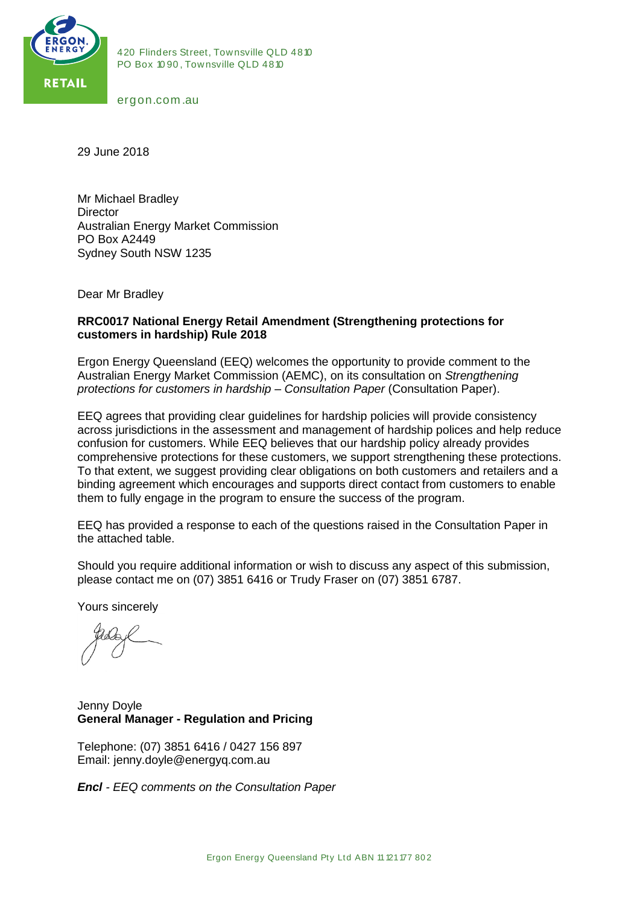420 Flinders Street, Townsville QLD 4810
PO Box 1090, Townsville QLD 4810

ergon.com.au

29 June 2018

Mr Michael Bradley
Director
Australian Energy Market Commission
PO Box A2449
Sydney South NSW 1235

Dear Mr Bradley

**RRC0017 National Energy Retail Amendment (Strengthening protections for customers in hardship) Rule 2018**

Ergon Energy Queensland (EEQ) welcomes the opportunity to provide comment to the Australian Energy Market Commission (AEMC), on its consultation on *Strengthening protections for customers in hardship – Consultation Paper* (Consultation Paper).

EEQ agrees that providing clear guidelines for hardship policies will provide consistency across jurisdictions in the assessment and management of hardship polices and help reduce confusion for customers. While EEQ believes that our hardship policy already provides comprehensive protections for these customers, we support strengthening these protections. To that extent, we suggest providing clear obligations on both customers and retailers and a binding agreement which encourages and supports direct contact from customers to enable them to fully engage in the program to ensure the success of the program.

EEQ has provided a response to each of the questions raised in the Consultation Paper in the attached table.

Should you require additional information or wish to discuss any aspect of this submission, please contact me on (07) 3851 6416 or Trudy Fraser on (07) 3851 6787.

Yours sincerely

Jenny Doyle
**General Manager - Regulation and Pricing**

Telephone: (07) 3851 6416 / 0427 156 897
Email: jenny.doyle@energyq.com.au

***Encl** - EEQ comments on the Consultation Paper*

Ergon Energy Queensland Pty Ltd ABN 11 121 177 802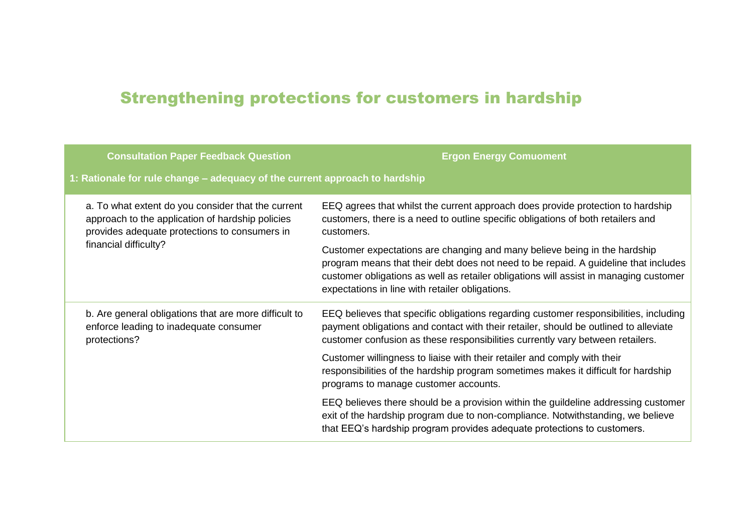# Strengthening protections for customers in hardship

| Consultation Paper Feedback Question | Ergon Energy Comuoment |
|---|---|
| **1: Rationale for rule change – adequacy of the current approach to hardship** | |
| a. To what extent do you consider that the current approach to the application of hardship policies provides adequate protections to consumers in financial difficulty? | EEQ agrees that whilst the current approach does provide protection to hardship customers, there is a need to outline specific obligations of both retailers and customers.<br><br>Customer expectations are changing and many believe being in the hardship program means that their debt does not need to be repaid. A guideline that includes customer obligations as well as retailer obligations will assist in managing customer expectations in line with retailer obligations. |
| b. Are general obligations that are more difficult to enforce leading to inadequate consumer protections? | EEQ believes that specific obligations regarding customer responsibilities, including payment obligations and contact with their retailer, should be outlined to alleviate customer confusion as these responsibilities currently vary between retailers.<br><br>Customer willingness to liaise with their retailer and comply with their responsibilities of the hardship program sometimes makes it difficult for hardship programs to manage customer accounts.<br><br>EEQ believes there should be a provision within the guildeline addressing customer exit of the hardship program due to non-compliance. Notwithstanding, we believe that EEQ's hardship program provides adequate protections to customers. |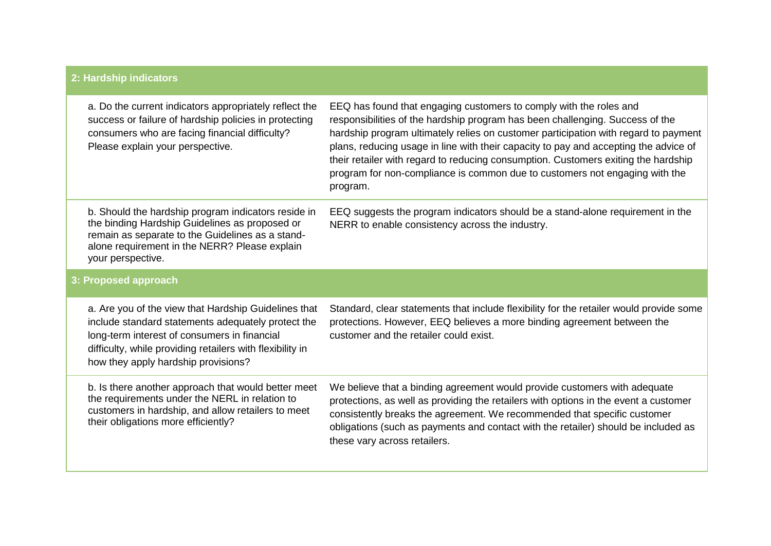| 2: Hardship indicators | |
|---|---|
| a. Do the current indicators appropriately reflect the success or failure of hardship policies in protecting consumers who are facing financial difficulty? Please explain your perspective. | EEQ has found that engaging customers to comply with the roles and responsibilities of the hardship program has been challenging. Success of the hardship program ultimately relies on customer participation with regard to payment plans, reducing usage in line with their capacity to pay and accepting the advice of their retailer with regard to reducing consumption. Customers exiting the hardship program for non-compliance is common due to customers not engaging with the program. |
| b. Should the hardship program indicators reside in the binding Hardship Guidelines as proposed or remain as separate to the Guidelines as a stand-alone requirement in the NERR? Please explain your perspective. | EEQ suggests the program indicators should be a stand-alone requirement in the NERR to enable consistency across the industry. |
| **3: Proposed approach** | |
| a. Are you of the view that Hardship Guidelines that include standard statements adequately protect the long-term interest of consumers in financial difficulty, while providing retailers with flexibility in how they apply hardship provisions? | Standard, clear statements that include flexibility for the retailer would provide some protections. However, EEQ believes a more binding agreement between the customer and the retailer could exist. |
| b. Is there another approach that would better meet the requirements under the NERL in relation to customers in hardship, and allow retailers to meet their obligations more efficiently? | We believe that a binding agreement would provide customers with adequate protections, as well as providing the retailers with options in the event a customer consistently breaks the agreement. We recommended that specific customer obligations (such as payments and contact with the retailer) should be included as these vary across retailers. |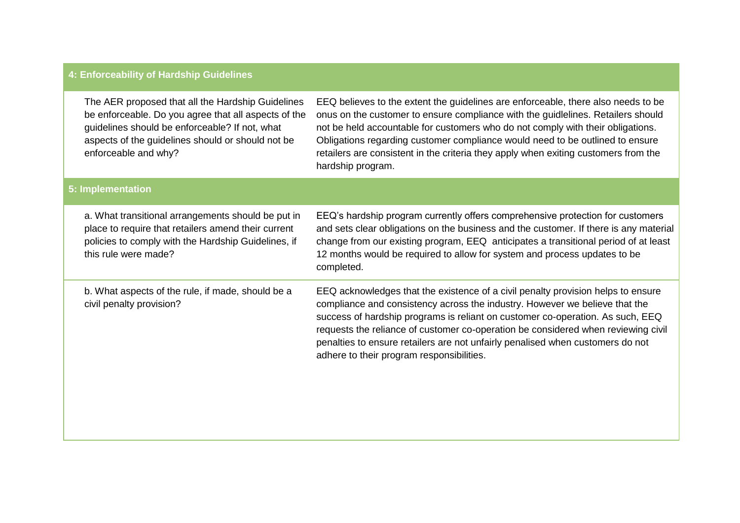| 4: Enforceability of Hardship Guidelines | |
|---|---|
| The AER proposed that all the Hardship Guidelines be enforceable. Do you agree that all aspects of the guidelines should be enforceable? If not, what aspects of the guidelines should or should not be enforceable and why? | EEQ believes to the extent the guidelines are enforceable, there also needs to be onus on the customer to ensure compliance with the guidlelines. Retailers should not be held accountable for customers who do not comply with their obligations. Obligations regarding customer compliance would need to be outlined to ensure retailers are consistent in the criteria they apply when exiting customers from the hardship program. |
| **5: Implementation** | |
| a. What transitional arrangements should be put in place to require that retailers amend their current policies to comply with the Hardship Guidelines, if this rule were made? | EEQ's hardship program currently offers comprehensive protection for customers and sets clear obligations on the business and the customer. If there is any material change from our existing program, EEQ anticipates a transitional period of at least 12 months would be required to allow for system and process updates to be completed. |
| b. What aspects of the rule, if made, should be a civil penalty provision? | EEQ acknowledges that the existence of a civil penalty provision helps to ensure compliance and consistency across the industry. However we believe that the success of hardship programs is reliant on customer co-operation. As such, EEQ requests the reliance of customer co-operation be considered when reviewing civil penalties to ensure retailers are not unfairly penalised when customers do not adhere to their program responsibilities. |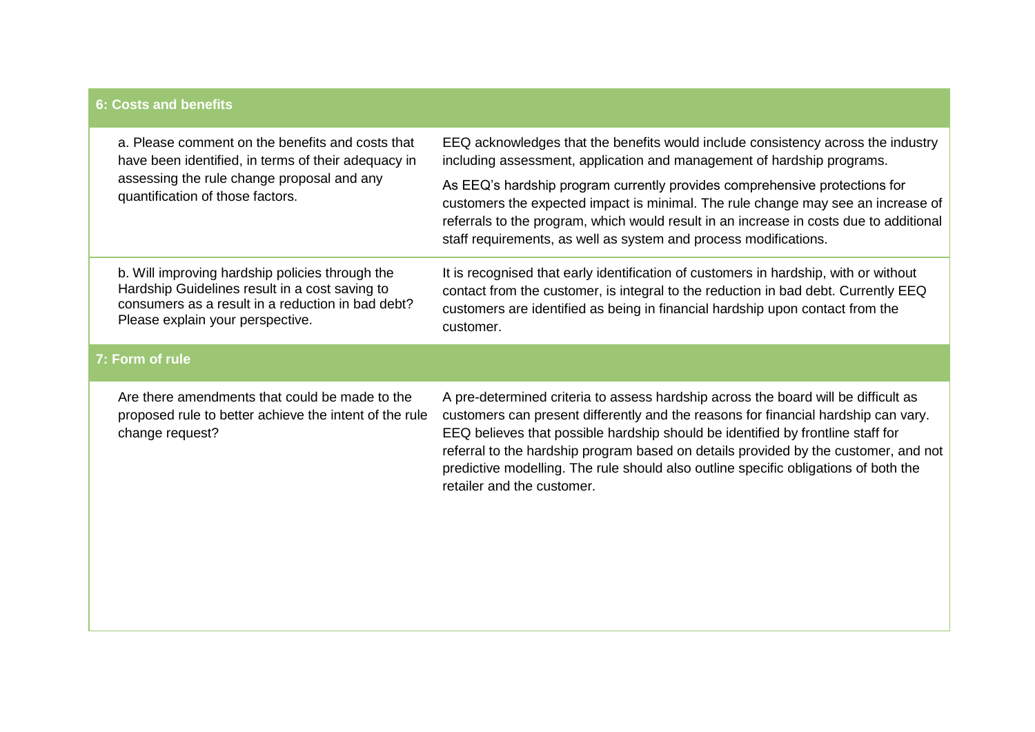| 6: Costs and benefits | |
|---|---|
| a. Please comment on the benefits and costs that have been identified, in terms of their adequacy in assessing the rule change proposal and any quantification of those factors. | EEQ acknowledges that the benefits would include consistency across the industry including assessment, application and management of hardship programs.<br><br>As EEQ's hardship program currently provides comprehensive protections for customers the expected impact is minimal. The rule change may see an increase of referrals to the program, which would result in an increase in costs due to additional staff requirements, as well as system and process modifications. |
| b. Will improving hardship policies through the Hardship Guidelines result in a cost saving to consumers as a result in a reduction in bad debt? Please explain your perspective. | It is recognised that early identification of customers in hardship, with or without contact from the customer, is integral to the reduction in bad debt. Currently EEQ customers are identified as being in financial hardship upon contact from the customer. |
| **7: Form of rule** | |
| Are there amendments that could be made to the proposed rule to better achieve the intent of the rule change request? | A pre-determined criteria to assess hardship across the board will be difficult as customers can present differently and the reasons for financial hardship can vary. EEQ believes that possible hardship should be identified by frontline staff for referral to the hardship program based on details provided by the customer, and not predictive modelling. The rule should also outline specific obligations of both the retailer and the customer. |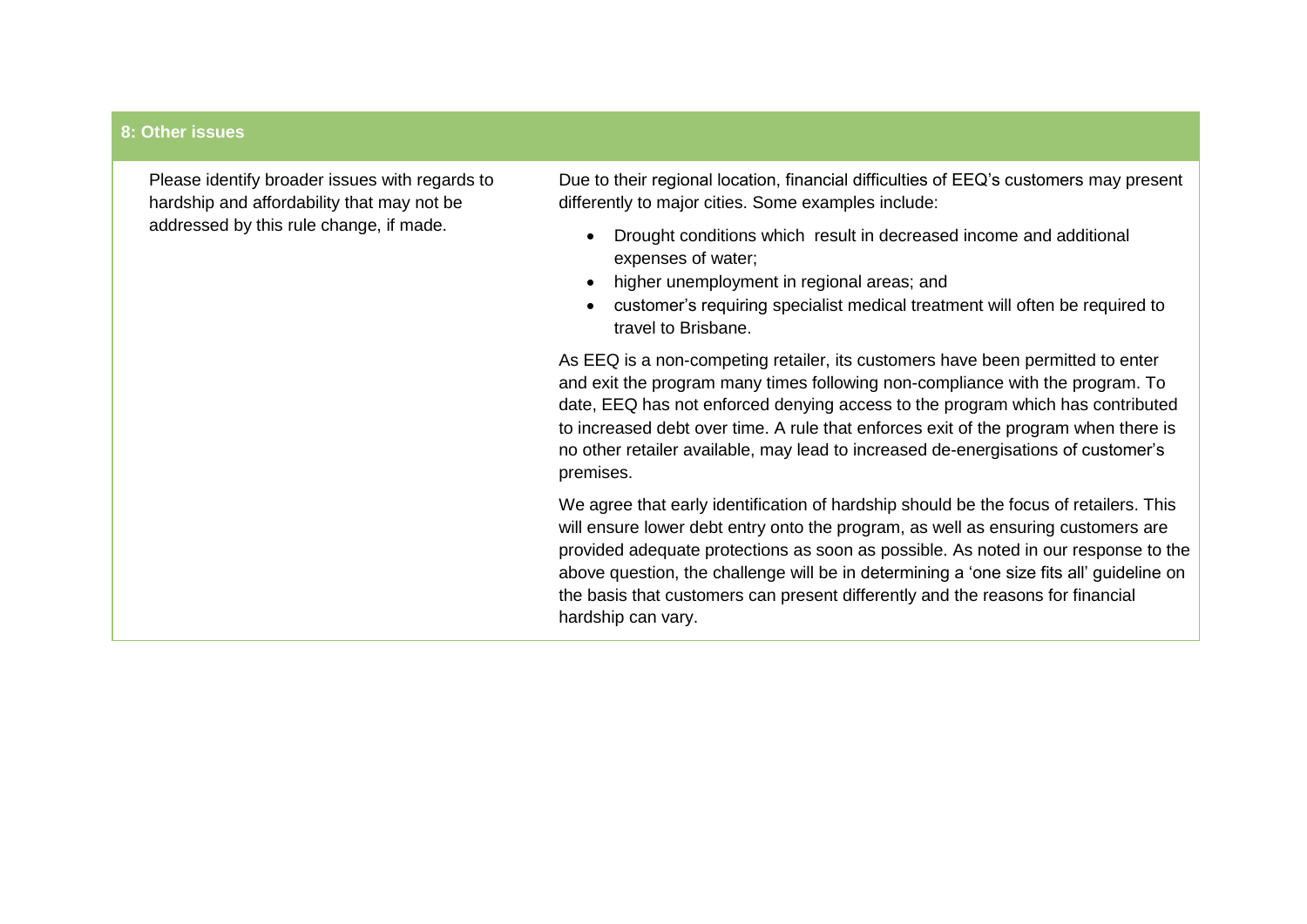| 8: Other issues | |
| --- | --- |
| Please identify broader issues with regards to hardship and affordability that may not be addressed by this rule change, if made. | Due to their regional location, financial difficulties of EEQ's customers may present differently to major cities. Some examples include:<br><br>• Drought conditions which result in decreased income and additional expenses of water;<br>• higher unemployment in regional areas; and<br>• customer's requiring specialist medical treatment will often be required to travel to Brisbane.<br><br>As EEQ is a non-competing retailer, its customers have been permitted to enter and exit the program many times following non-compliance with the program. To date, EEQ has not enforced denying access to the program which has contributed to increased debt over time. A rule that enforces exit of the program when there is no other retailer available, may lead to increased de-energisations of customer's premises.<br><br>We agree that early identification of hardship should be the focus of retailers. This will ensure lower debt entry onto the program, as well as ensuring customers are provided adequate protections as soon as possible. As noted in our response to the above question, the challenge will be in determining a 'one size fits all' guideline on the basis that customers can present differently and the reasons for financial hardship can vary. |